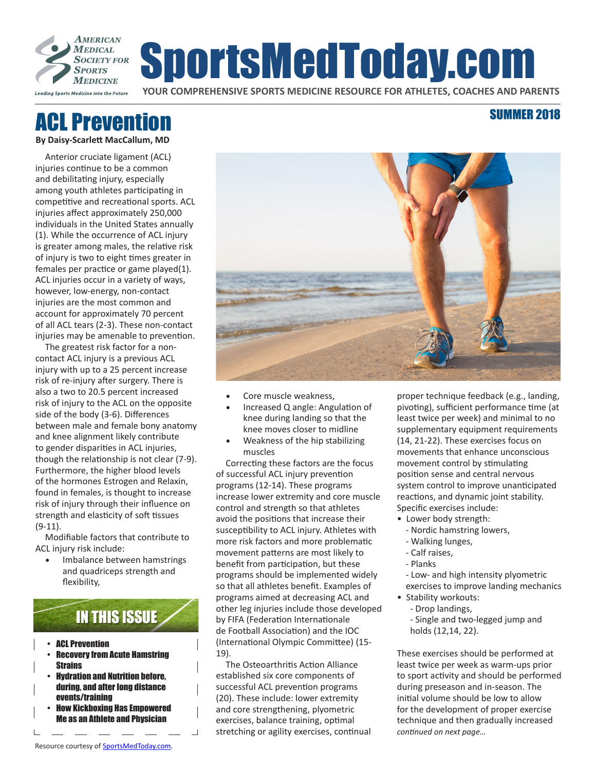# SportsMedToday.com

AMERICAN MEDICAL SOCIETY FOR SPORTS MEDICINE

*Leading Sports Medicine into the Future*

**YOUR COMPREHENSIVE SPORTS MEDICINE RESOURCE FOR ATHLETES, COACHES AND PARENTS**

**SUMMER 2018**

# ACL Prevention

**By Daisy-Scarlett MacCallum, MD**

Anterior cruciate ligament (ACL) injuries continue to be a common and debilitating injury, especially among youth athletes participating in competitive and recreational sports. ACL injuries affect approximately 250,000 individuals in the United States annually (1). While the occurrence of ACL injury is greater among males, the relative risk of injury is two to eight times greater in females per practice or game played(1). ACL injuries occur in a variety of ways, however, low-energy, non-contact injuries are the most common and account for approximately 70 percent of all ACL tears (2-3). These non-contact injuries may be amenable to prevention.

The greatest risk factor for a non-contact ACL injury is a previous ACL injury with up to a 25 percent increase risk of re-injury after surgery. There is also a two to 20.5 percent increased risk of injury to the ACL on the opposite side of the body (3-6). Differences between male and female bony anatomy and knee alignment likely contribute to gender disparities in ACL injuries, though the relationship is not clear (7-9). Furthermore, the higher blood levels of the hormones Estrogen and Relaxin, found in females, is thought to increase risk of injury through their influence on strength and elasticity of soft tissues (9-11).

Modifiable factors that contribute to ACL injury risk include:

- Imbalance between hamstrings and quadriceps strength and flexibility,
- Core muscle weakness,
- Increased Q angle: Angulation of knee during landing so that the knee moves closer to midline
- Weakness of the hip stabilizing muscles

Correcting these factors are the focus of successful ACL injury prevention programs (12-14). These programs increase lower extremity and core muscle control and strength so that athletes avoid the positions that increase their susceptibility to ACL injury. Athletes with more risk factors and more problematic movement patterns are most likely to benefit from participation, but these programs should be implemented widely so that all athletes benefit. Examples of programs aimed at decreasing ACL and other leg injuries include those developed by FIFA (Federation Internationale de Football Association) and the IOC (International Olympic Committee) (15-19).

The Osteoarthritis Action Alliance established six core components of successful ACL prevention programs (20). These include: lower extremity and core strengthening, plyometric exercises, balance training, optimal stretching or agility exercises, continual proper technique feedback (e.g., landing, pivoting), sufficient performance time (at least twice per week) and minimal to no supplementary equipment requirements (14, 21-22). These exercises focus on movements that enhance unconscious movement control by stimulating position sense and central nervous system control to improve unanticipated reactions, and dynamic joint stability. Specific exercises include:

- Lower body strength:
  - Nordic hamstring lowers,
  - Walking lunges,
  - Calf raises,
  - Planks
  - Low- and high intensity plyometric exercises to improve landing mechanics
- Stability workouts:
  - Drop landings,
  - Single and two-legged jump and holds (12,14, 22).

These exercises should be performed at least twice per week as warm-ups prior to sport activity and should be performed during preseason and in-season. The initial volume should be low to allow for the development of proper exercise technique and then gradually increased

*continued on next page…*

## IN THIS ISSUE

- **ACL Prevention**
- **Recovery from Acute Hamstring Strains**
- **Hydration and Nutrition before, during, and after long distance events/training**
- **How Kickboxing Has Empowered Me as an Athlete and Physician**

Resource courtesy of SportsMedToday.com.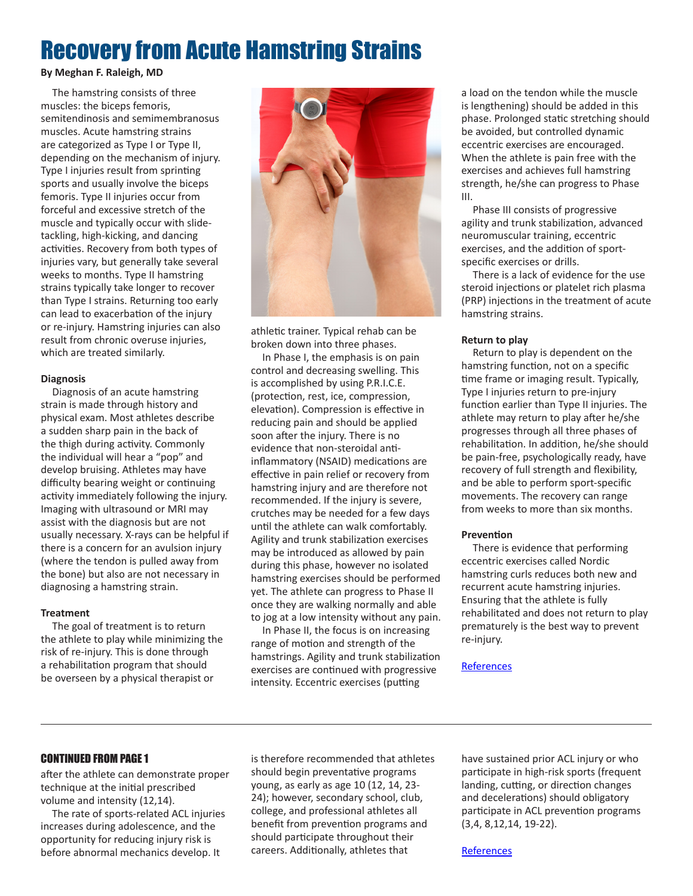# Recovery from Acute Hamstring Strains

**By Meghan F. Raleigh, MD**

The hamstring consists of three muscles: the biceps femoris, semitendinosis and semimembranosus muscles. Acute hamstring strains are categorized as Type I or Type II, depending on the mechanism of injury. Type I injuries result from sprinting sports and usually involve the biceps femoris. Type II injuries occur from forceful and excessive stretch of the muscle and typically occur with slide-tackling, high-kicking, and dancing activities. Recovery from both types of injuries vary, but generally take several weeks to months. Type II hamstring strains typically take longer to recover than Type I strains. Returning too early can lead to exacerbation of the injury or re-injury. Hamstring injuries can also result from chronic overuse injuries, which are treated similarly.

**Diagnosis**

Diagnosis of an acute hamstring strain is made through history and physical exam. Most athletes describe a sudden sharp pain in the back of the thigh during activity. Commonly the individual will hear a "pop" and develop bruising. Athletes may have difficulty bearing weight or continuing activity immediately following the injury. Imaging with ultrasound or MRI may assist with the diagnosis but are not usually necessary. X-rays can be helpful if there is a concern for an avulsion injury (where the tendon is pulled away from the bone) but also are not necessary in diagnosing a hamstring strain.

**Treatment**

The goal of treatment is to return the athlete to play while minimizing the risk of re-injury. This is done through a rehabilitation program that should be overseen by a physical therapist or athletic trainer. Typical rehab can be broken down into three phases.

In Phase I, the emphasis is on pain control and decreasing swelling. This is accomplished by using P.R.I.C.E. (protection, rest, ice, compression, elevation). Compression is effective in reducing pain and should be applied soon after the injury. There is no evidence that non-steroidal anti-inflammatory (NSAID) medications are effective in pain relief or recovery from hamstring injury and are therefore not recommended. If the injury is severe, crutches may be needed for a few days until the athlete can walk comfortably. Agility and trunk stabilization exercises may be introduced as allowed by pain during this phase, however no isolated hamstring exercises should be performed yet. The athlete can progress to Phase II once they are walking normally and able to jog at a low intensity without any pain.

In Phase II, the focus is on increasing range of motion and strength of the hamstrings. Agility and trunk stabilization exercises are continued with progressive intensity. Eccentric exercises (putting a load on the tendon while the muscle is lengthening) should be added in this phase. Prolonged static stretching should be avoided, but controlled dynamic eccentric exercises are encouraged. When the athlete is pain free with the exercises and achieves full hamstring strength, he/she can progress to Phase III.

Phase III consists of progressive agility and trunk stabilization, advanced neuromuscular training, eccentric exercises, and the addition of sport-specific exercises or drills.

There is a lack of evidence for the use steroid injections or platelet rich plasma (PRP) injections in the treatment of acute hamstring strains.

**Return to play**

Return to play is dependent on the hamstring function, not on a specific time frame or imaging result. Typically, Type I injuries return to pre-injury function earlier than Type II injuries. The athlete may return to play after he/she progresses through all three phases of rehabilitation. In addition, he/she should be pain-free, psychologically ready, have recovery of full strength and flexibility, and be able to perform sport-specific movements. The recovery can range from weeks to more than six months.

**Prevention**

There is evidence that performing eccentric exercises called Nordic hamstring curls reduces both new and recurrent acute hamstring injuries. Ensuring that the athlete is fully rehabilitated and does not return to play prematurely is the best way to prevent re-injury.

References

---

**CONTINUED FROM PAGE 1**

after the athlete can demonstrate proper technique at the initial prescribed volume and intensity (12,14).

The rate of sports-related ACL injuries increases during adolescence, and the opportunity for reducing injury risk is before abnormal mechanics develop. It is therefore recommended that athletes should begin preventative programs young, as early as age 10 (12, 14, 23-24); however, secondary school, club, college, and professional athletes all benefit from prevention programs and should participate throughout their careers. Additionally, athletes that have sustained prior ACL injury or who participate in high-risk sports (frequent landing, cutting, or direction changes and decelerations) should obligatory participate in ACL prevention programs (3,4, 8,12,14, 19-22).

References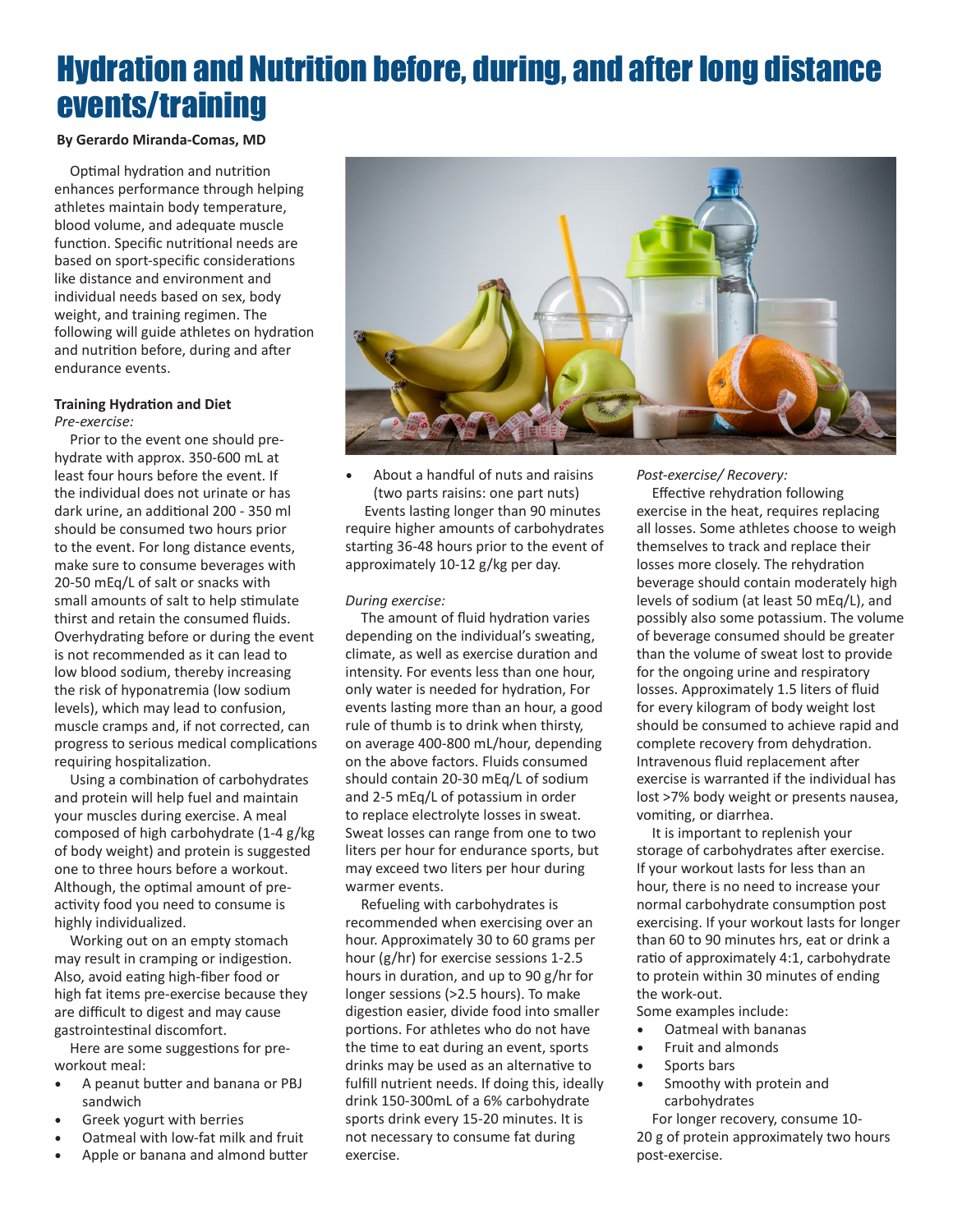# Hydration and Nutrition before, during, and after long distance events/training

**By Gerardo Miranda-Comas, MD**

Optimal hydration and nutrition enhances performance through helping athletes maintain body temperature, blood volume, and adequate muscle function. Specific nutritional needs are based on sport-specific considerations like distance and environment and individual needs based on sex, body weight, and training regimen. The following will guide athletes on hydration and nutrition before, during and after endurance events.

**Training Hydration and Diet**

*Pre-exercise:*

Prior to the event one should pre-hydrate with approx. 350-600 mL at least four hours before the event. If the individual does not urinate or has dark urine, an additional 200 - 350 ml should be consumed two hours prior to the event. For long distance events, make sure to consume beverages with 20-50 mEq/L of salt or snacks with small amounts of salt to help stimulate thirst and retain the consumed fluids. Overhydrating before or during the event is not recommended as it can lead to low blood sodium, thereby increasing the risk of hyponatremia (low sodium levels), which may lead to confusion, muscle cramps and, if not corrected, can progress to serious medical complications requiring hospitalization.

Using a combination of carbohydrates and protein will help fuel and maintain your muscles during exercise. A meal composed of high carbohydrate (1-4 g/kg of body weight) and protein is suggested one to three hours before a workout. Although, the optimal amount of pre-activity food you need to consume is highly individualized.

Working out on an empty stomach may result in cramping or indigestion. Also, avoid eating high-fiber food or high fat items pre-exercise because they are difficult to digest and may cause gastrointestinal discomfort.

Here are some suggestions for pre-workout meal:

- A peanut butter and banana or PBJ sandwich
- Greek yogurt with berries
- Oatmeal with low-fat milk and fruit
- Apple or banana and almond butter
- About a handful of nuts and raisins (two parts raisins: one part nuts)

Events lasting longer than 90 minutes require higher amounts of carbohydrates starting 36-48 hours prior to the event of approximately 10-12 g/kg per day.

*During exercise:*

The amount of fluid hydration varies depending on the individual's sweating, climate, as well as exercise duration and intensity. For events less than one hour, only water is needed for hydration, For events lasting more than an hour, a good rule of thumb is to drink when thirsty, on average 400-800 mL/hour, depending on the above factors. Fluids consumed should contain 20-30 mEq/L of sodium and 2-5 mEq/L of potassium in order to replace electrolyte losses in sweat. Sweat losses can range from one to two liters per hour for endurance sports, but may exceed two liters per hour during warmer events.

Refueling with carbohydrates is recommended when exercising over an hour. Approximately 30 to 60 grams per hour (g/hr) for exercise sessions 1-2.5 hours in duration, and up to 90 g/hr for longer sessions (>2.5 hours). To make digestion easier, divide food into smaller portions. For athletes who do not have the time to eat during an event, sports drinks may be used as an alternative to fulfill nutrient needs. If doing this, ideally drink 150-300mL of a 6% carbohydrate sports drink every 15-20 minutes. It is not necessary to consume fat during exercise.

*Post-exercise/ Recovery:*

Effective rehydration following exercise in the heat, requires replacing all losses. Some athletes choose to weigh themselves to track and replace their losses more closely. The rehydration beverage should contain moderately high levels of sodium (at least 50 mEq/L), and possibly also some potassium. The volume of beverage consumed should be greater than the volume of sweat lost to provide for the ongoing urine and respiratory losses. Approximately 1.5 liters of fluid for every kilogram of body weight lost should be consumed to achieve rapid and complete recovery from dehydration. Intravenous fluid replacement after exercise is warranted if the individual has lost >7% body weight or presents nausea, vomiting, or diarrhea.

It is important to replenish your storage of carbohydrates after exercise. If your workout lasts for less than an hour, there is no need to increase your normal carbohydrate consumption post exercising. If your workout lasts for longer than 60 to 90 minutes hrs, eat or drink a ratio of approximately 4:1, carbohydrate to protein within 30 minutes of ending the work-out.

Some examples include:

- Oatmeal with bananas
- Fruit and almonds
- Sports bars
- Smoothy with protein and carbohydrates

For longer recovery, consume 10-20 g of protein approximately two hours post-exercise.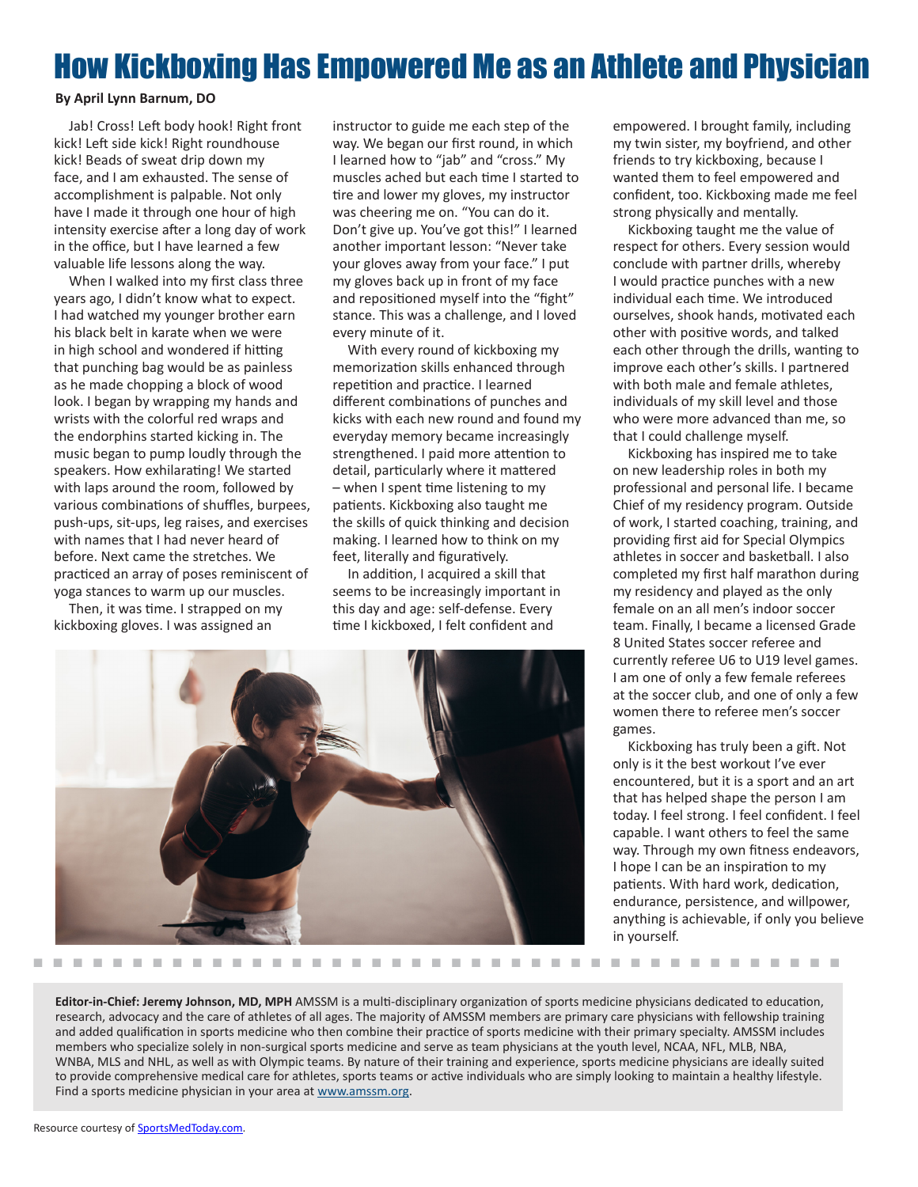# How Kickboxing Has Empowered Me as an Athlete and Physician

**By April Lynn Barnum, DO**

Jab! Cross! Left body hook! Right front kick! Left side kick! Right roundhouse kick! Beads of sweat drip down my face, and I am exhausted. The sense of accomplishment is palpable. Not only have I made it through one hour of high intensity exercise after a long day of work in the office, but I have learned a few valuable life lessons along the way.

When I walked into my first class three years ago, I didn't know what to expect. I had watched my younger brother earn his black belt in karate when we were in high school and wondered if hitting that punching bag would be as painless as he made chopping a block of wood look. I began by wrapping my hands and wrists with the colorful red wraps and the endorphins started kicking in. The music began to pump loudly through the speakers. How exhilarating! We started with laps around the room, followed by various combinations of shuffles, burpees, push-ups, sit-ups, leg raises, and exercises with names that I had never heard of before. Next came the stretches. We practiced an array of poses reminiscent of yoga stances to warm up our muscles.

Then, it was time. I strapped on my kickboxing gloves. I was assigned an instructor to guide me each step of the way. We began our first round, in which I learned how to "jab" and "cross." My muscles ached but each time I started to tire and lower my gloves, my instructor was cheering me on. "You can do it. Don't give up. You've got this!" I learned another important lesson: "Never take your gloves away from your face." I put my gloves back up in front of my face and repositioned myself into the "fight" stance. This was a challenge, and I loved every minute of it.

With every round of kickboxing my memorization skills enhanced through repetition and practice. I learned different combinations of punches and kicks with each new round and found my everyday memory became increasingly strengthened. I paid more attention to detail, particularly where it mattered – when I spent time listening to my patients. Kickboxing also taught me the skills of quick thinking and decision making. I learned how to think on my feet, literally and figuratively.

In addition, I acquired a skill that seems to be increasingly important in this day and age: self-defense. Every time I kickboxed, I felt confident and empowered. I brought family, including my twin sister, my boyfriend, and other friends to try kickboxing, because I wanted them to feel empowered and confident, too. Kickboxing made me feel strong physically and mentally.

Kickboxing taught me the value of respect for others. Every session would conclude with partner drills, whereby I would practice punches with a new individual each time. We introduced ourselves, shook hands, motivated each other with positive words, and talked each other through the drills, wanting to improve each other's skills. I partnered with both male and female athletes, individuals of my skill level and those who were more advanced than me, so that I could challenge myself.

Kickboxing has inspired me to take on new leadership roles in both my professional and personal life. I became Chief of my residency program. Outside of work, I started coaching, training, and providing first aid for Special Olympics athletes in soccer and basketball. I also completed my first half marathon during my residency and played as the only female on an all men's indoor soccer team. Finally, I became a licensed Grade 8 United States soccer referee and currently referee U6 to U19 level games. I am one of only a few female referees at the soccer club, and one of only a few women there to referee men's soccer games.

Kickboxing has truly been a gift. Not only is it the best workout I've ever encountered, but it is a sport and an art that has helped shape the person I am today. I feel strong. I feel confident. I feel capable. I want others to feel the same way. Through my own fitness endeavors, I hope I can be an inspiration to my patients. With hard work, dedication, endurance, persistence, and willpower, anything is achievable, if only you believe in yourself.

---

**Editor-in-Chief: Jeremy Johnson, MD, MPH** AMSSM is a multi-disciplinary organization of sports medicine physicians dedicated to education, research, advocacy and the care of athletes of all ages. The majority of AMSSM members are primary care physicians with fellowship training and added qualification in sports medicine who then combine their practice of sports medicine with their primary specialty. AMSSM includes members who specialize solely in non-surgical sports medicine and serve as team physicians at the youth level, NCAA, NFL, MLB, NBA, WNBA, MLS and NHL, as well as with Olympic teams. By nature of their training and experience, sports medicine physicians are ideally suited to provide comprehensive medical care for athletes, sports teams or active individuals who are simply looking to maintain a healthy lifestyle. Find a sports medicine physician in your area at www.amssm.org.

Resource courtesy of SportsMedToday.com.